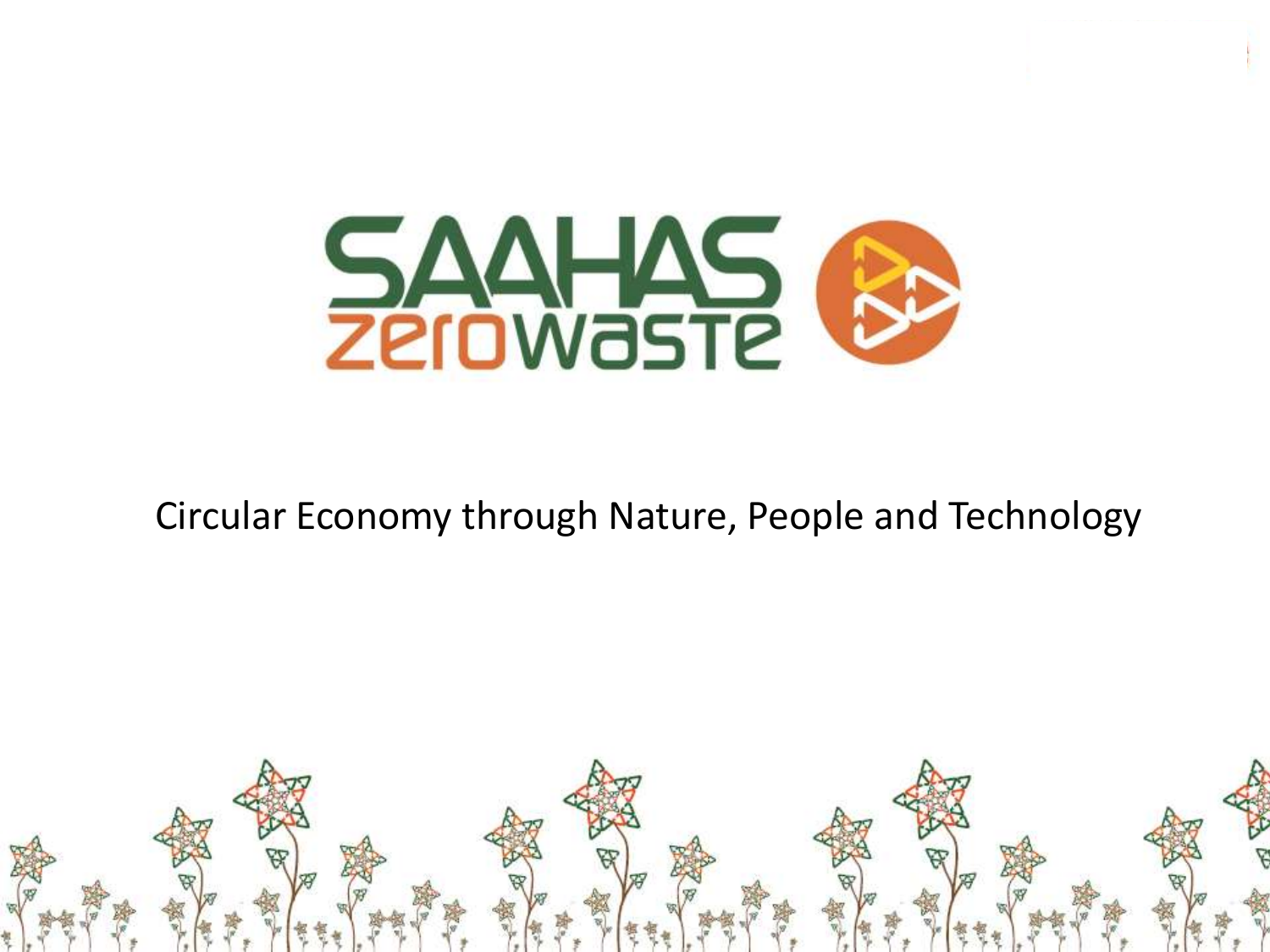# SAAHAS zerowaste

Circular Economy through Nature, People and Technology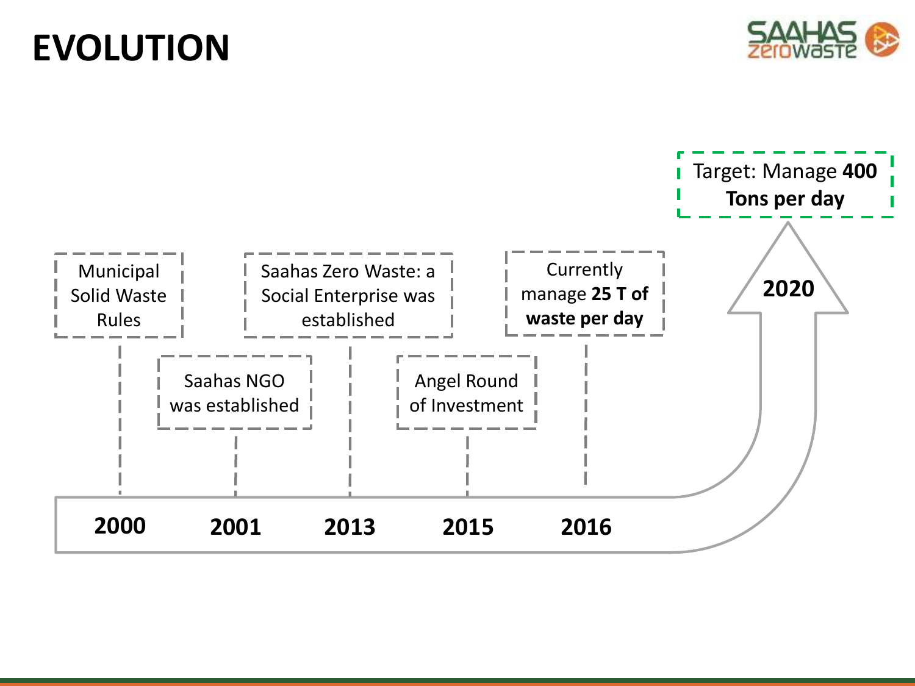# EVOLUTION

- **2000**: Municipal Solid Waste Rules
- **2001**: Saahas NGO was established
- **2013**: Saahas Zero Waste: a Social Enterprise was established
- **2015**: Angel Round of Investment
- **2016**: Currently manage **25 T of waste per day**
- **2020**: Target: Manage **400 Tons per day**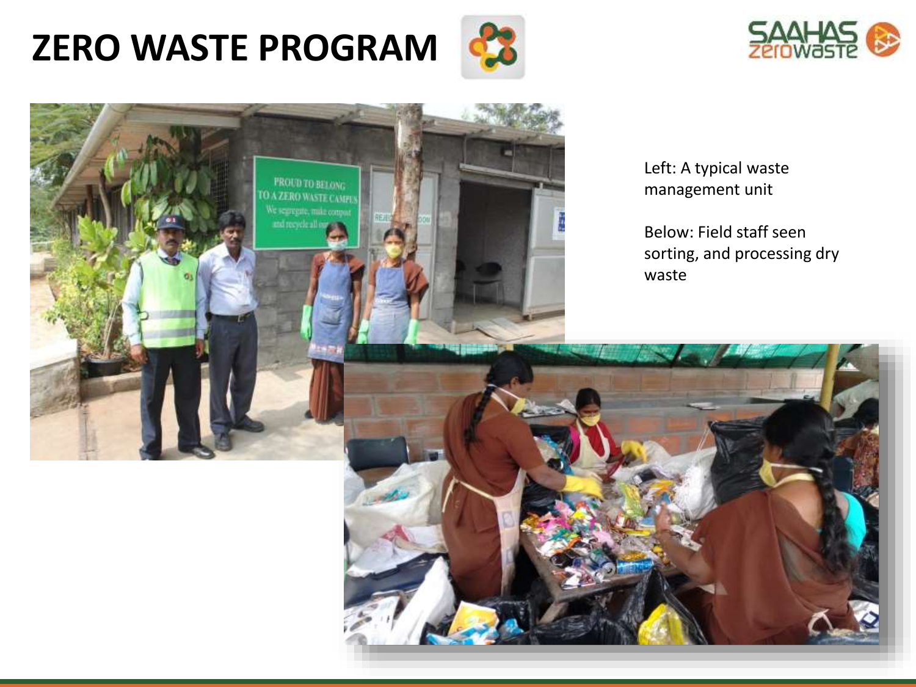# ZERO WASTE PROGRAM

Left: A typical waste management unit

Below: Field staff seen sorting, and processing dry waste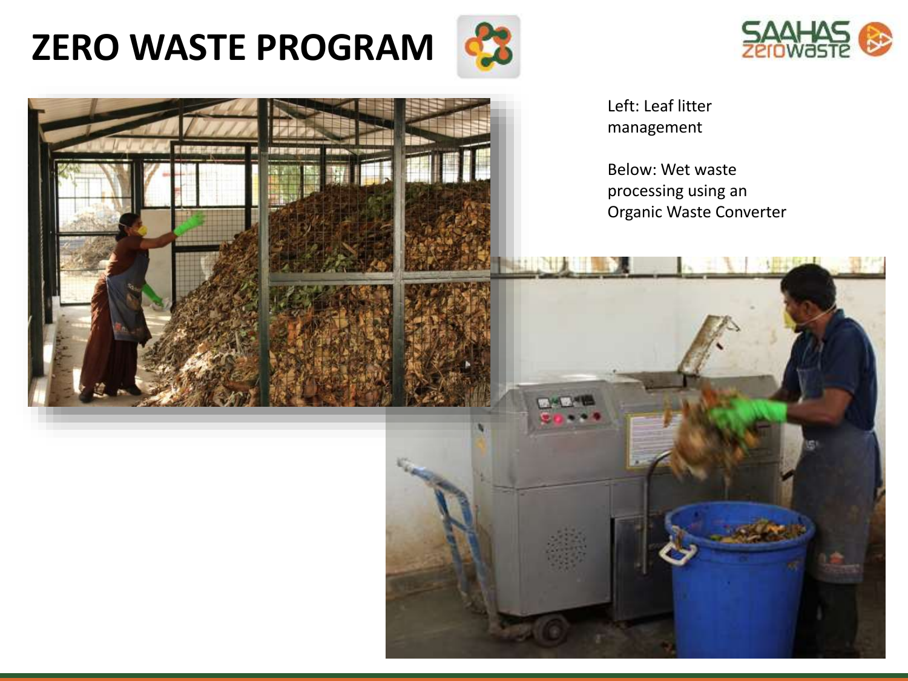# ZERO WASTE PROGRAM

Left: Leaf litter management

Below: Wet waste processing using an Organic Waste Converter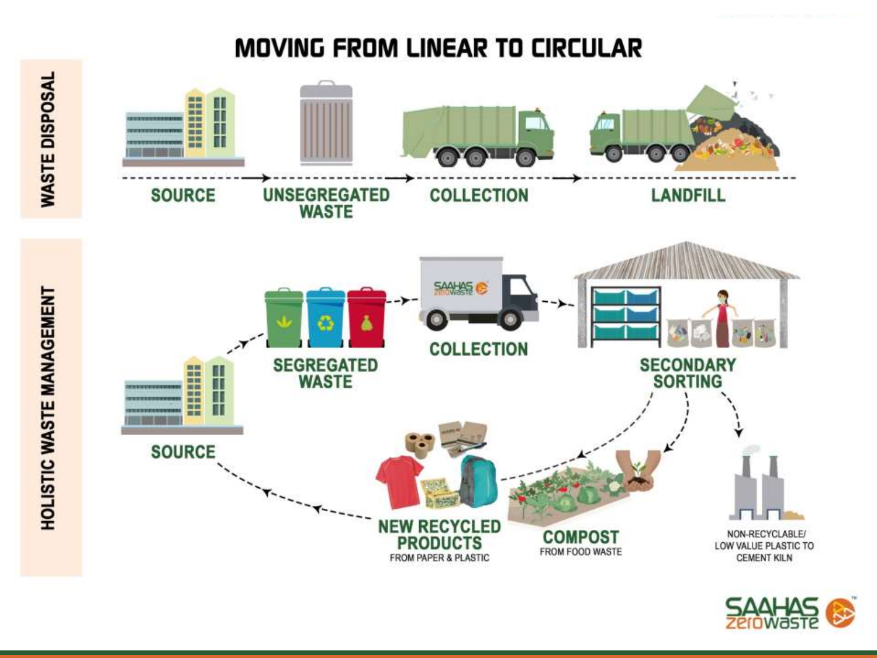# MOVING FROM LINEAR TO CIRCULAR

## WASTE DISPOSAL

SOURCE → UNSEGREGATED WASTE → COLLECTION → LANDFILL

## HOLISTIC WASTE MANAGEMENT

SOURCE → SEGREGATED WASTE → COLLECTION → SECONDARY SORTING

SECONDARY SORTING → NEW RECYCLED PRODUCTS FROM PAPER & PLASTIC → SOURCE

SECONDARY SORTING → COMPOST FROM FOOD WASTE

SECONDARY SORTING → NON-RECYCLABLE/ LOW VALUE PLASTIC TO CEMENT KILN

SAAHAS zerowaste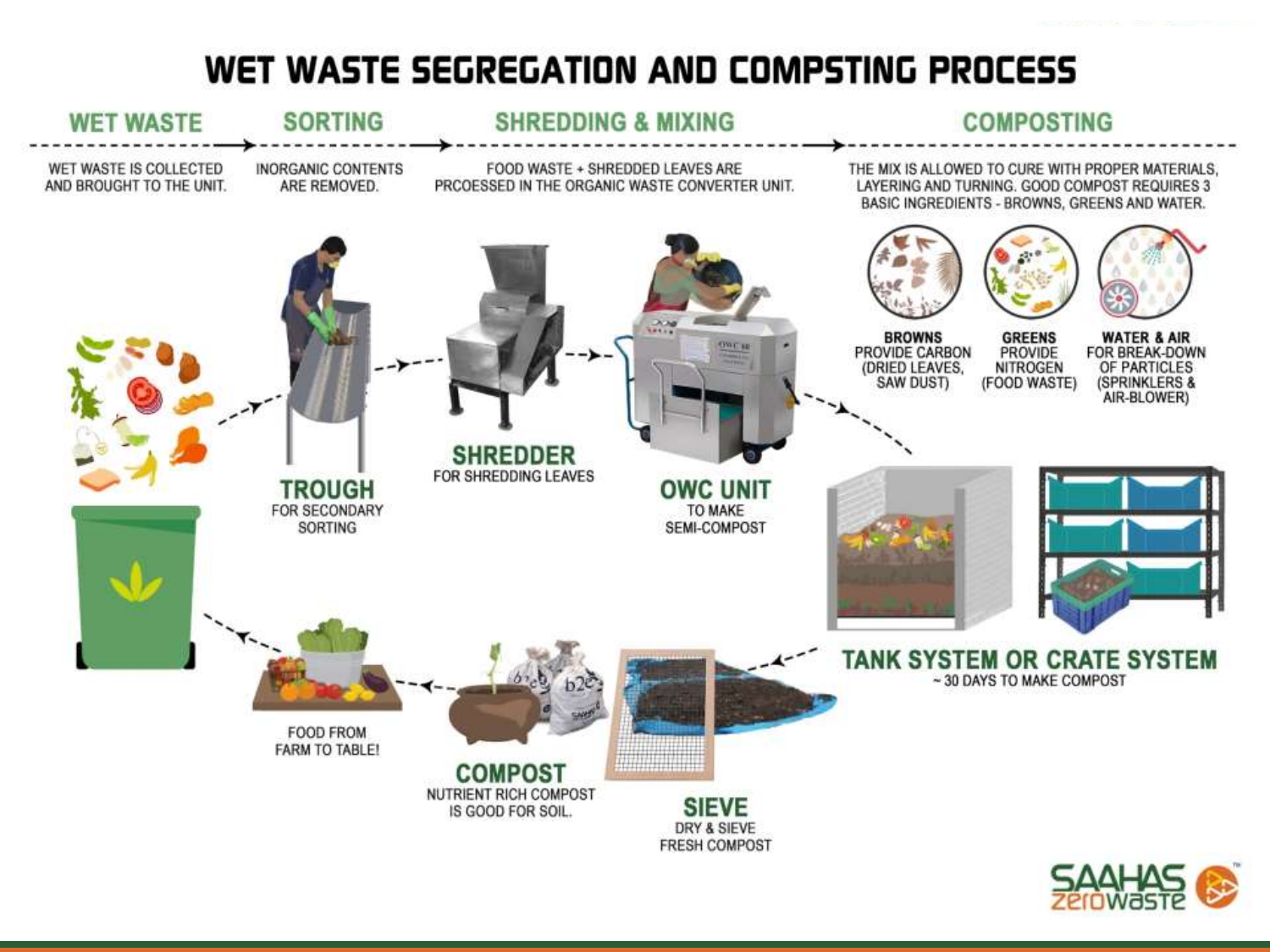# WET WASTE SEGREGATION AND COMPSTING PROCESS

## WET WASTE

WET WASTE IS COLLECTED AND BROUGHT TO THE UNIT.

## SORTING

INORGANIC CONTENTS ARE REMOVED.

## SHREDDING & MIXING

FOOD WASTE + SHREDDED LEAVES ARE PRCOESSED IN THE ORGANIC WASTE CONVERTER UNIT.

## COMPOSTING

THE MIX IS ALLOWED TO CURE WITH PROPER MATERIALS, LAYERING AND TURNING. GOOD COMPOST REQUIRES 3 BASIC INGREDIENTS - BROWNS, GREENS AND WATER.

**BROWNS**
PROVIDE CARBON (DRIED LEAVES, SAW DUST)

**GREENS**
PROVIDE NITROGEN (FOOD WASTE)

**WATER & AIR**
FOR BREAK-DOWN OF PARTICLES (SPRINKLERS & AIR-BLOWER)

**TROUGH**
FOR SECONDARY SORTING

**SHREDDER**
FOR SHREDDING LEAVES

**OWC UNIT**
TO MAKE SEMI-COMPOST

**TANK SYSTEM OR CRATE SYSTEM**
~ 30 DAYS TO MAKE COMPOST

**SIEVE**
DRY & SIEVE FRESH COMPOST

**COMPOST**
NUTRIENT RICH COMPOST IS GOOD FOR SOIL.

FOOD FROM FARM TO TABLE!

SAAHAS zerowaste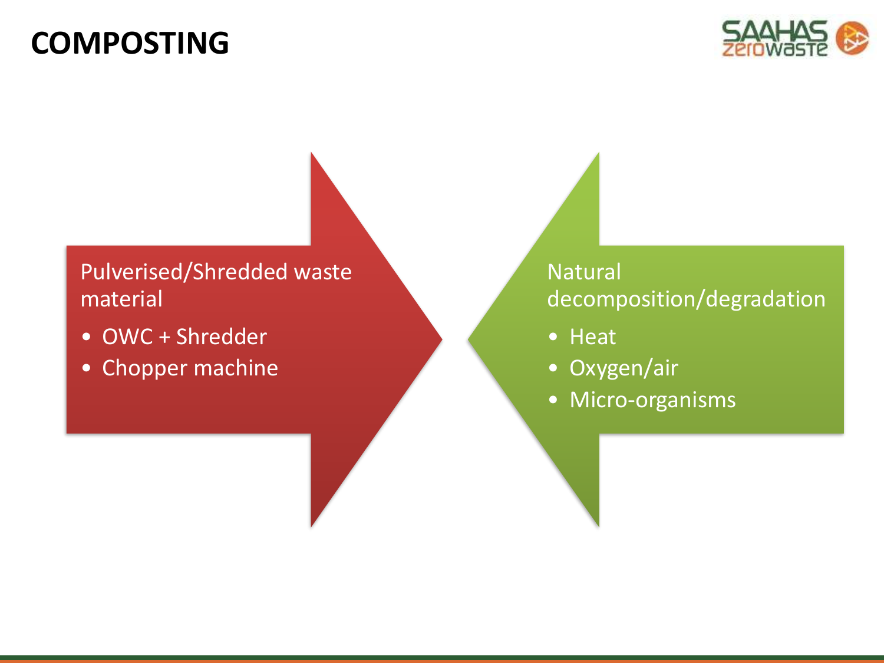# COMPOSTING

Pulverised/Shredded waste material

- OWC + Shredder
- Chopper machine

Natural decomposition/degradation

- Heat
- Oxygen/air
- Micro-organisms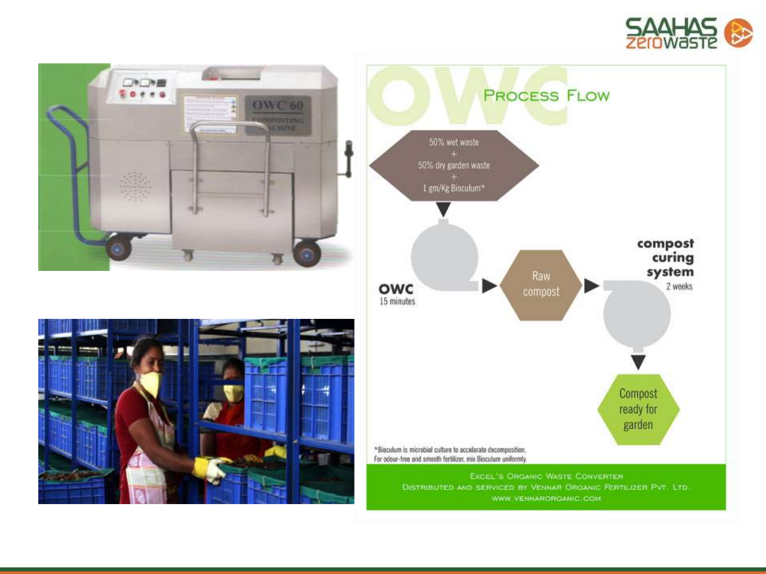# Process Flow

50% wet waste
+
50% dry garden waste
+
1 gm/Kg Bioculum*

**OWC**
15 minutes

Raw compost

**compost curing system**
2 weeks

Compost ready for garden

*Bioculum is microbial culture to accelarate decomposition.
For odour-free and smooth fertilizer, mix Bioculum uniformly.

Excel's Organic Waste Converter
Distributed and Serviced by Vennar Organic Fertilizer Pvt. Ltd.
www.vennarorganic.com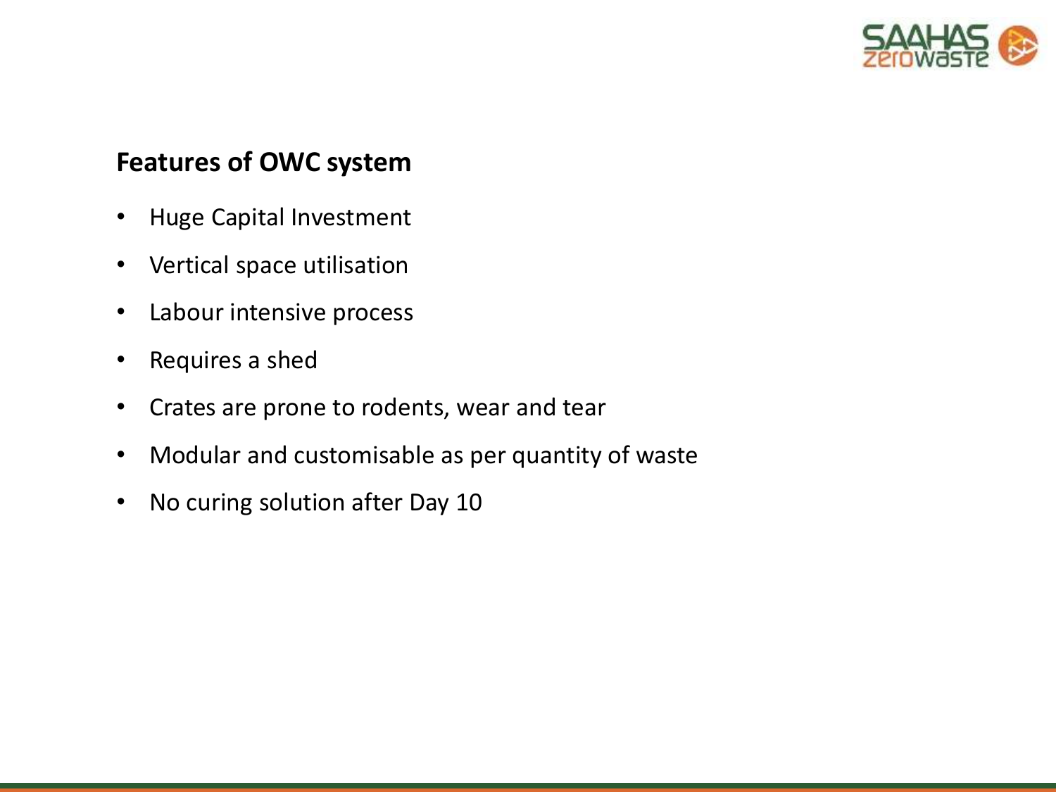## Features of OWC system

- Huge Capital Investment
- Vertical space utilisation
- Labour intensive process
- Requires a shed
- Crates are prone to rodents, wear and tear
- Modular and customisable as per quantity of waste
- No curing solution after Day 10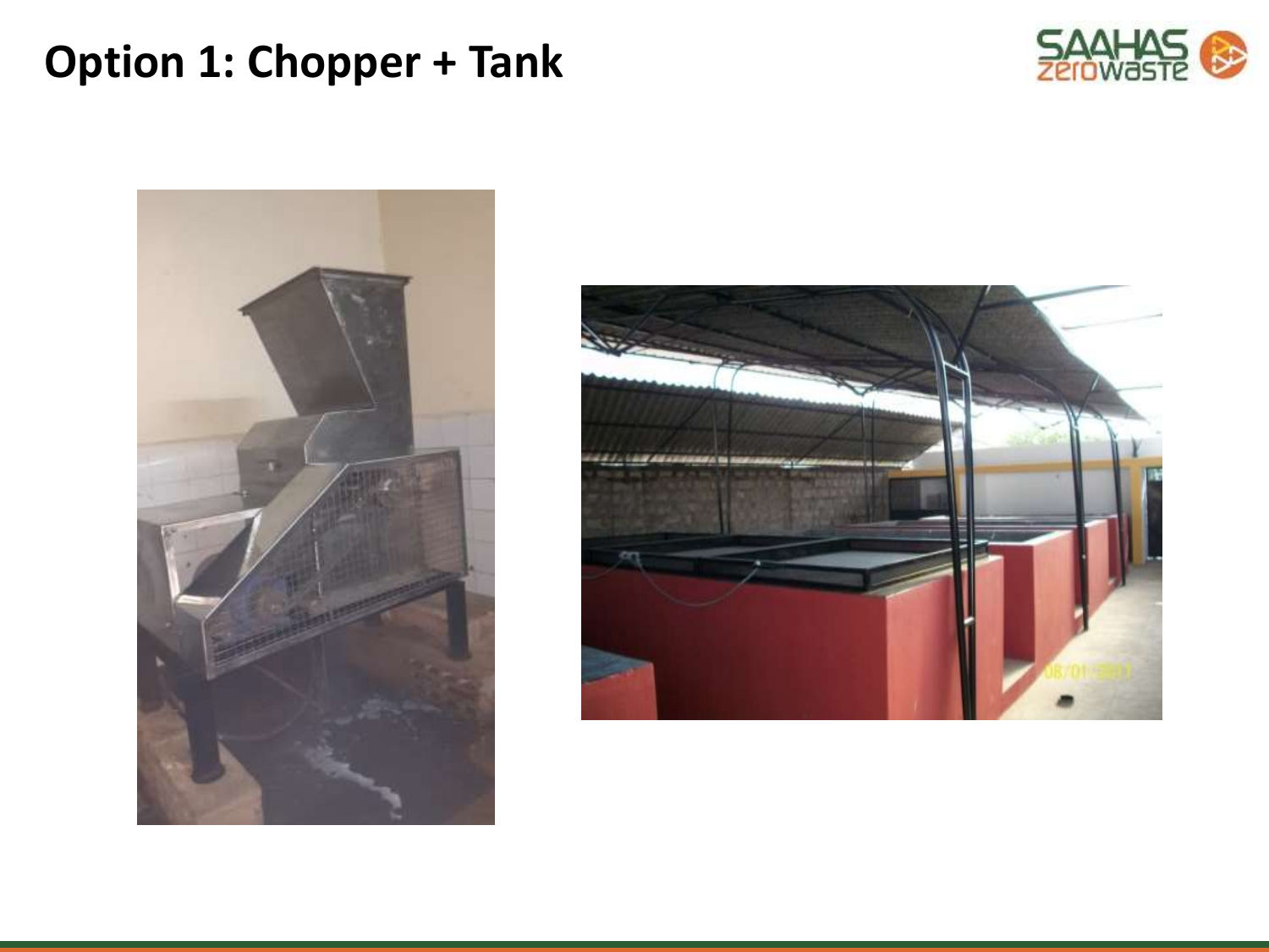# Option 1: Chopper + Tank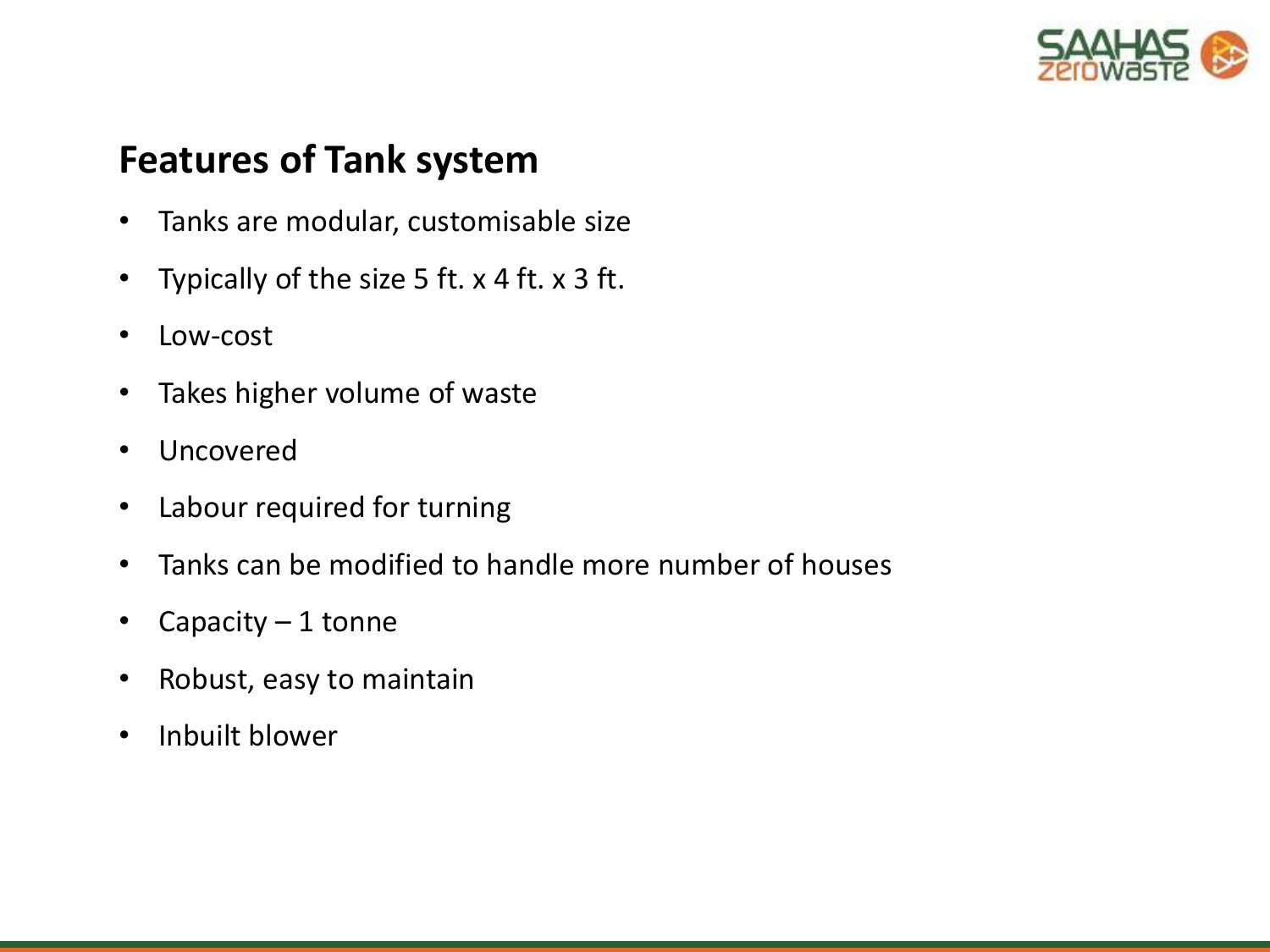## Features of Tank system

- Tanks are modular, customisable size
- Typically of the size 5 ft. x 4 ft. x 3 ft.
- Low-cost
- Takes higher volume of waste
- Uncovered
- Labour required for turning
- Tanks can be modified to handle more number of houses
- Capacity – 1 tonne
- Robust, easy to maintain
- Inbuilt blower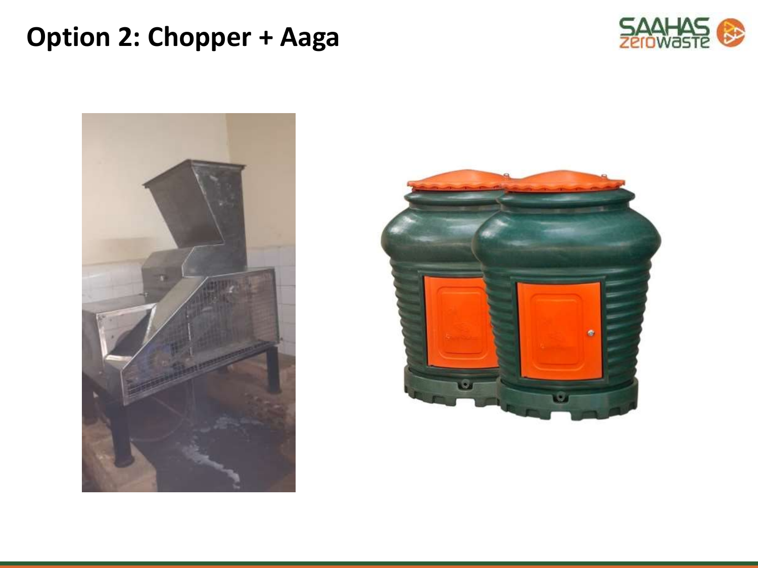# Option 2: Chopper + Aaga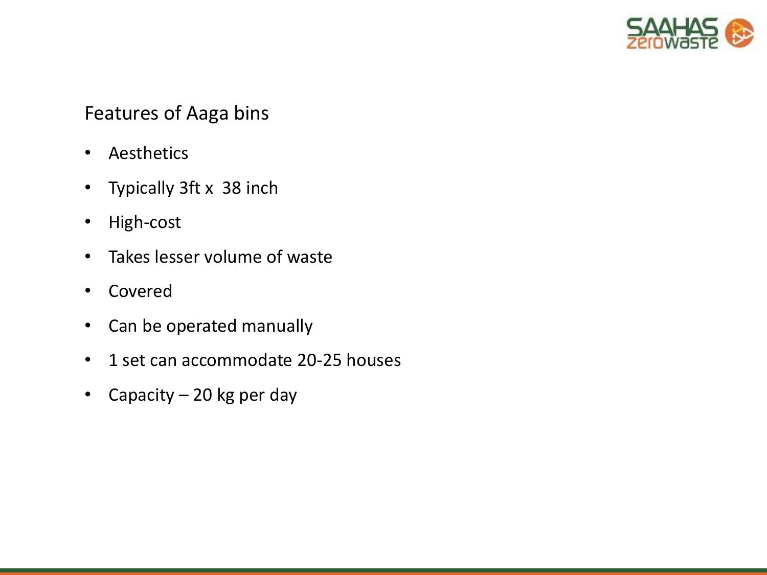## Features of Aaga bins

- Aesthetics
- Typically 3ft x  38 inch
- High-cost
- Takes lesser volume of waste
- Covered
- Can be operated manually
- 1 set can accommodate 20-25 houses
- Capacity – 20 kg per day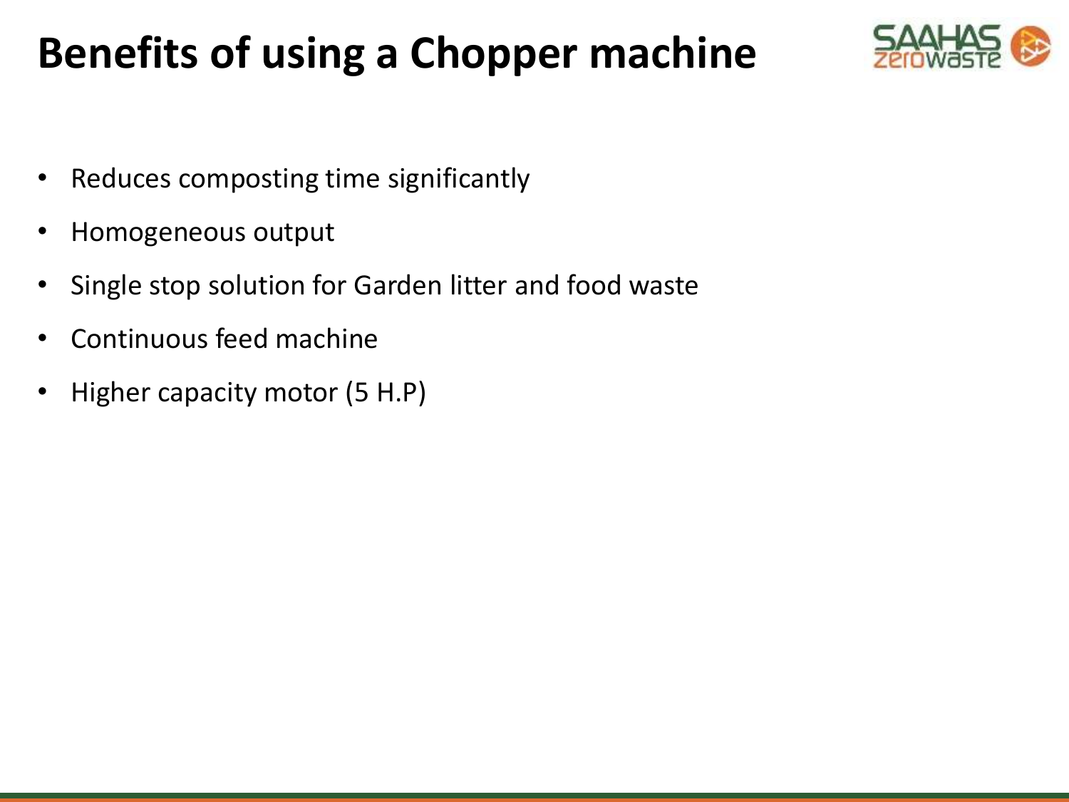# Benefits of using a Chopper machine

- Reduces composting time significantly
- Homogeneous output
- Single stop solution for Garden litter and food waste
- Continuous feed machine
- Higher capacity motor (5 H.P)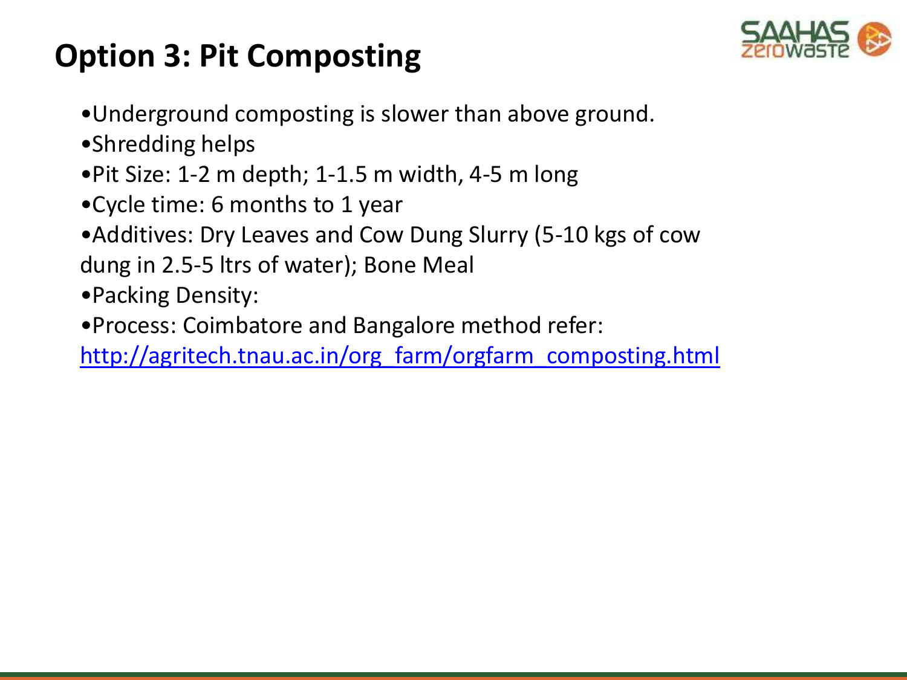# Option 3: Pit Composting

- Underground composting is slower than above ground.
- Shredding helps
- Pit Size: 1-2 m depth; 1-1.5 m width, 4-5 m long
- Cycle time: 6 months to 1 year
- Additives: Dry Leaves and Cow Dung Slurry (5-10 kgs of cow dung in 2.5-5 ltrs of water); Bone Meal
- Packing Density:
- Process: Coimbatore and Bangalore method refer: http://agritech.tnau.ac.in/org_farm/orgfarm_composting.html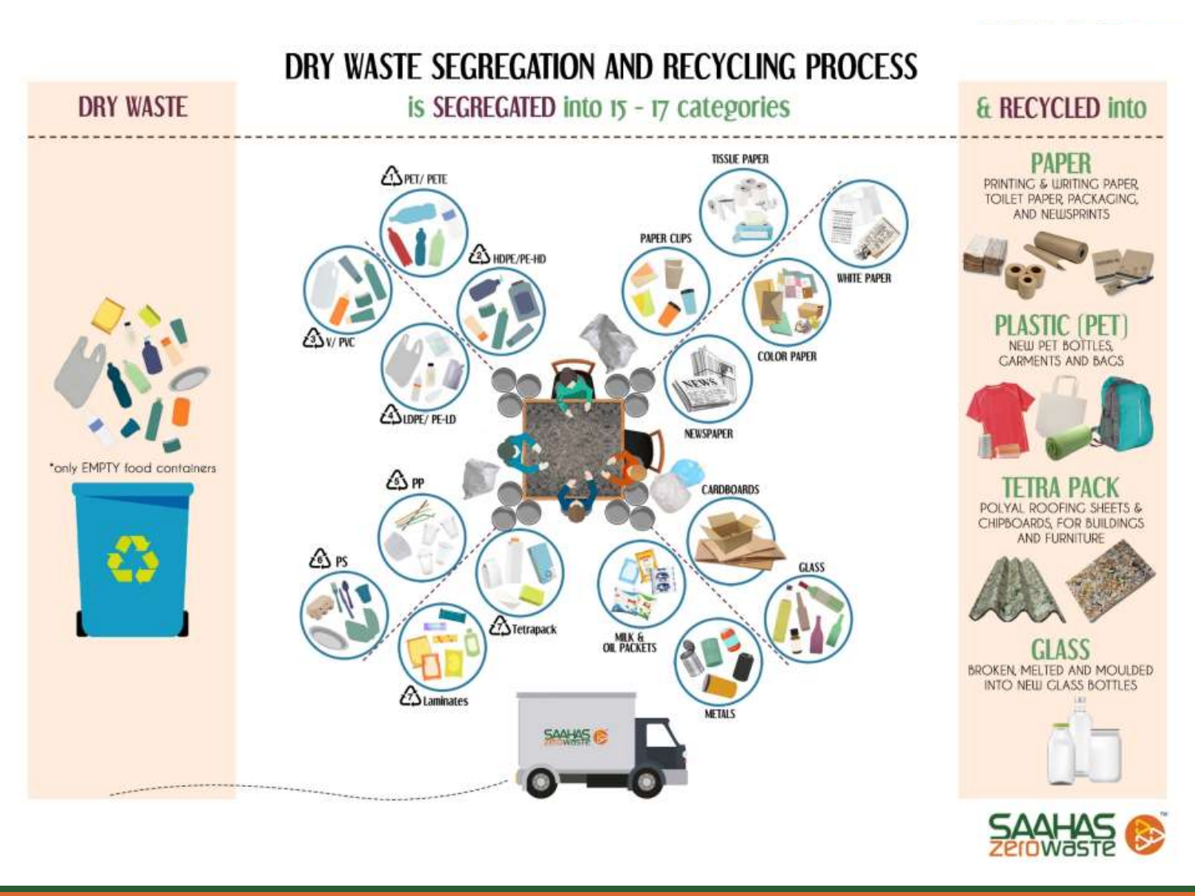# DRY WASTE SEGREGATION AND RECYCLING PROCESS

## DRY WASTE

*only EMPTY food containers

## is SEGREGATED into 15 - 17 categories

- 1 PET/ PETE
- 2 HDPE/PE-HD
- 3 V/ PVC
- 4 LDPE/ PE-LD
- 5 PP
- 6 PS
- 7 Tetrapack
- 7 Laminates
- MILK & OIL PACKETS
- METALS
- GLASS
- CARDBOARDS
- NEWSPAPER
- COLOR PAPER
- WHITE PAPER
- TISSUE PAPER
- PAPER CUPS

## & RECYCLED into

### PAPER

PRINTING & WRITING PAPER, TOILET PAPER, PACKAGING, AND NEWSPRINTS

### PLASTIC (PET)

NEW PET BOTTLES, GARMENTS AND BAGS

### TETRA PACK

POLYAL ROOFING SHEETS & CHIPBOARDS, FOR BUILDINGS AND FURNITURE

### GLASS

BROKEN, MELTED AND MOULDED INTO NEW GLASS BOTTLES

SAAHAS zerowaste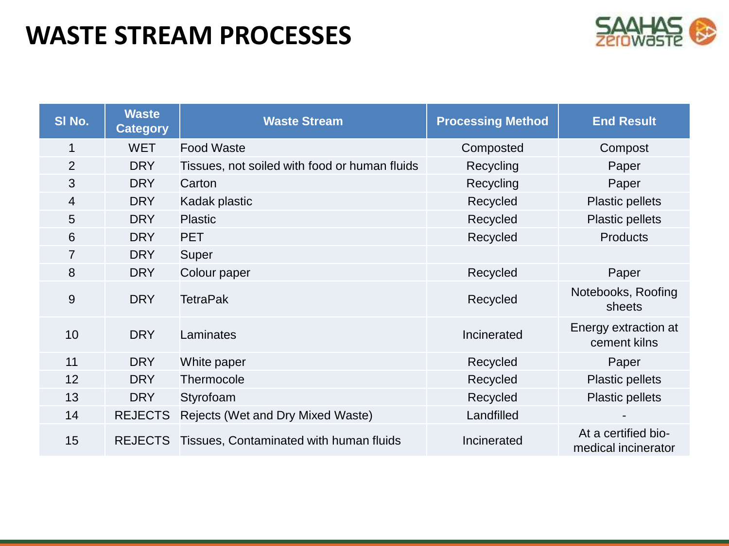# WASTE STREAM PROCESSES

| Sl No. | Waste Category | Waste Stream | Processing Method | End Result |
|---|---|---|---|---|
| 1 | WET | Food Waste | Composted | Compost |
| 2 | DRY | Tissues, not soiled with food or human fluids | Recycling | Paper |
| 3 | DRY | Carton | Recycling | Paper |
| 4 | DRY | Kadak plastic | Recycled | Plastic pellets |
| 5 | DRY | Plastic | Recycled | Plastic pellets |
| 6 | DRY | PET | Recycled | Products |
| 7 | DRY | Super | | |
| 8 | DRY | Colour paper | Recycled | Paper |
| 9 | DRY | TetraPak | Recycled | Notebooks, Roofing sheets |
| 10 | DRY | Laminates | Incinerated | Energy extraction at cement kilns |
| 11 | DRY | White paper | Recycled | Paper |
| 12 | DRY | Thermocole | Recycled | Plastic pellets |
| 13 | DRY | Styrofoam | Recycled | Plastic pellets |
| 14 | REJECTS | Rejects (Wet and Dry Mixed Waste) | Landfilled | - |
| 15 | REJECTS | Tissues, Contaminated with human fluids | Incinerated | At a certified bio-medical incinerator |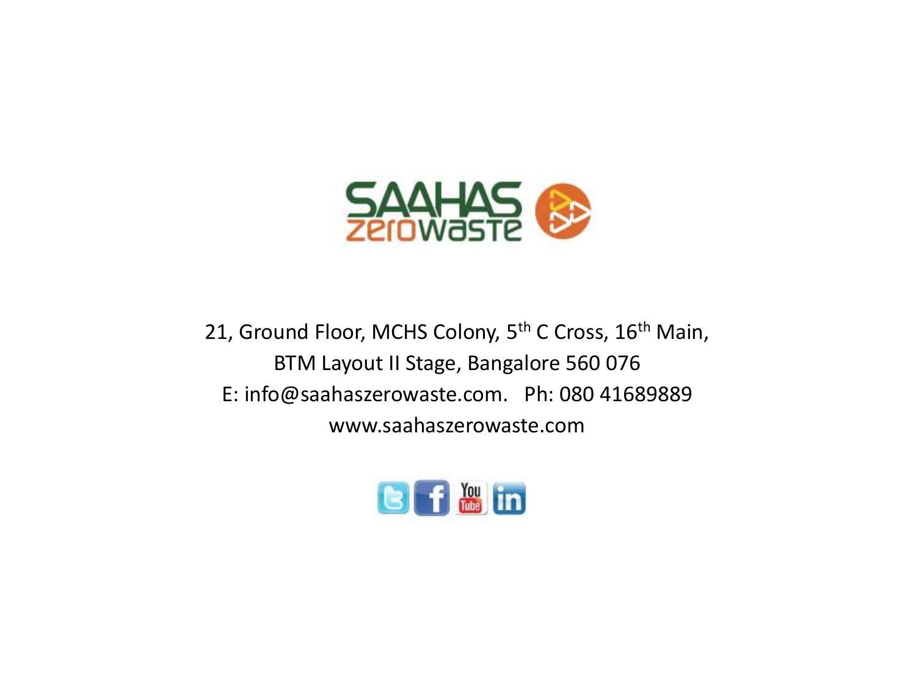SAAHAS zerowaste

21, Ground Floor, MCHS Colony, 5th C Cross, 16th Main,
BTM Layout II Stage, Bangalore 560 076
E: info@saahaszerowaste.com. Ph: 080 41689889
www.saahaszerowaste.com